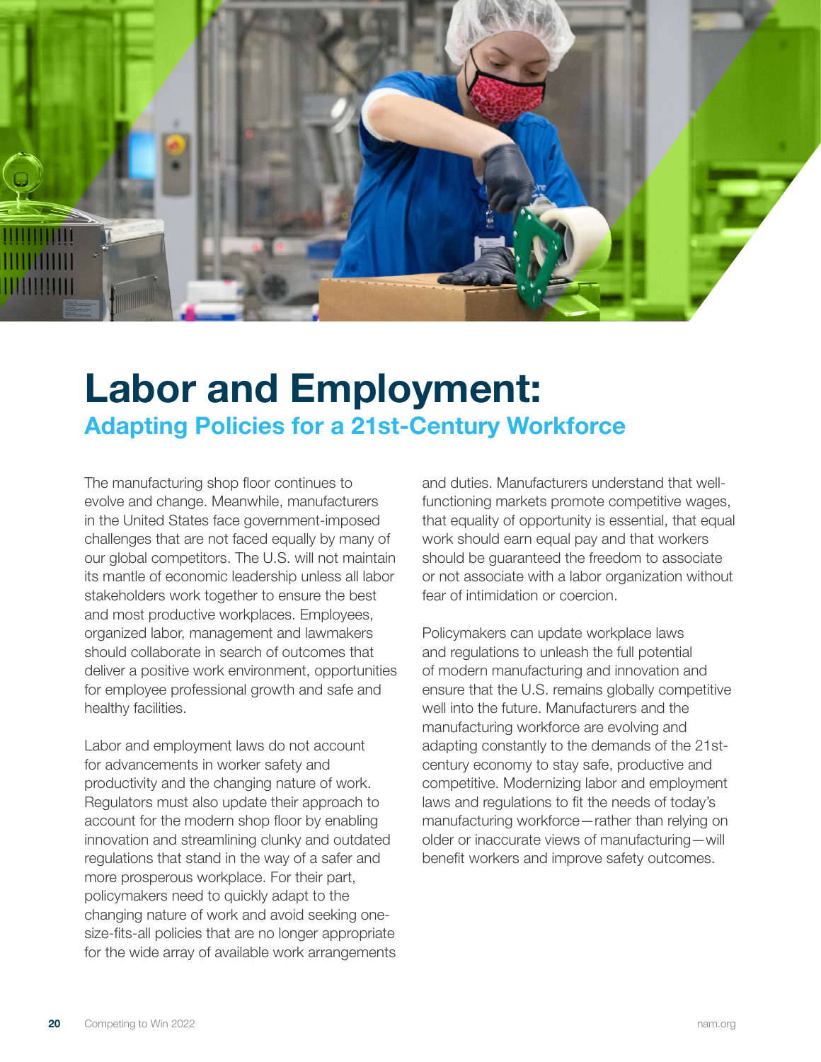# Labor and Employment:

## Adapting Policies for a 21st-Century Workforce

The manufacturing shop floor continues to evolve and change. Meanwhile, manufacturers in the United States face government-imposed challenges that are not faced equally by many of our global competitors. The U.S. will not maintain its mantle of economic leadership unless all labor stakeholders work together to ensure the best and most productive workplaces. Employees, organized labor, management and lawmakers should collaborate in search of outcomes that deliver a positive work environment, opportunities for employee professional growth and safe and healthy facilities.

Labor and employment laws do not account for advancements in worker safety and productivity and the changing nature of work. Regulators must also update their approach to account for the modern shop floor by enabling innovation and streamlining clunky and outdated regulations that stand in the way of a safer and more prosperous workplace. For their part, policymakers need to quickly adapt to the changing nature of work and avoid seeking one-size-fits-all policies that are no longer appropriate for the wide array of available work arrangements and duties. Manufacturers understand that well-functioning markets promote competitive wages, that equality of opportunity is essential, that equal work should earn equal pay and that workers should be guaranteed the freedom to associate or not associate with a labor organization without fear of intimidation or coercion.

Policymakers can update workplace laws and regulations to unleash the full potential of modern manufacturing and innovation and ensure that the U.S. remains globally competitive well into the future. Manufacturers and the manufacturing workforce are evolving and adapting constantly to the demands of the 21st-century economy to stay safe, productive and competitive. Modernizing labor and employment laws and regulations to fit the needs of today's manufacturing workforce—rather than relying on older or inaccurate views of manufacturing—will benefit workers and improve safety outcomes.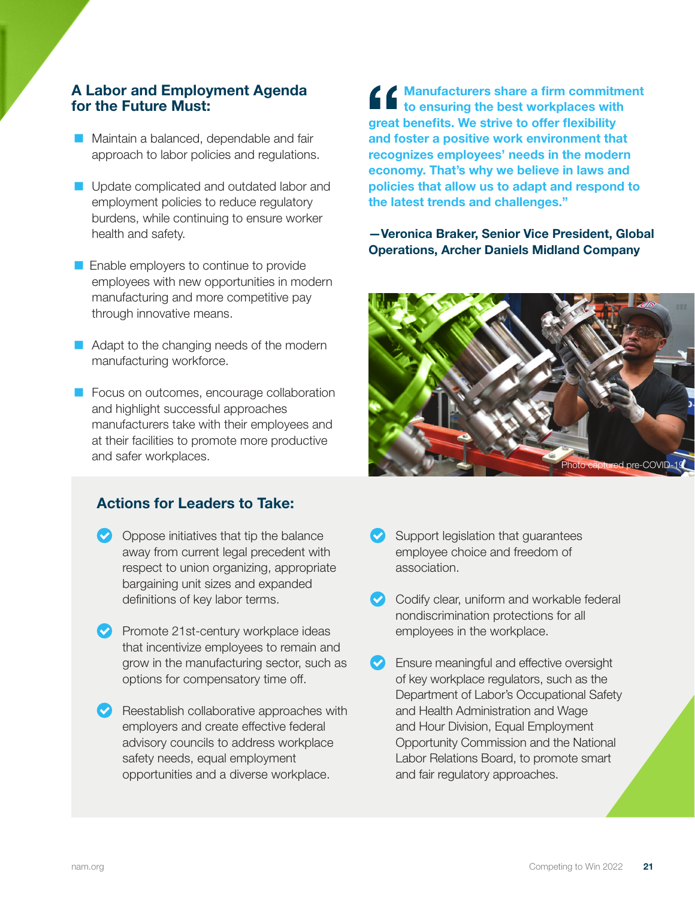## A Labor and Employment Agenda for the Future Must:

- Maintain a balanced, dependable and fair approach to labor policies and regulations.
- Update complicated and outdated labor and employment policies to reduce regulatory burdens, while continuing to ensure worker health and safety.
- Enable employers to continue to provide employees with new opportunities in modern manufacturing and more competitive pay through innovative means.
- Adapt to the changing needs of the modern manufacturing workforce.
- Focus on outcomes, encourage collaboration and highlight successful approaches manufacturers take with their employees and at their facilities to promote more productive and safer workplaces.

**"Manufacturers share a firm commitment to ensuring the best workplaces with great benefits. We strive to offer flexibility and foster a positive work environment that recognizes employees' needs in the modern economy. That's why we believe in laws and policies that allow us to adapt and respond to the latest trends and challenges."**

**—Veronica Braker, Senior Vice President, Global Operations, Archer Daniels Midland Company**

Photo captured pre-COVID-19

## Actions for Leaders to Take:

- Oppose initiatives that tip the balance away from current legal precedent with respect to union organizing, appropriate bargaining unit sizes and expanded definitions of key labor terms.
- Promote 21st-century workplace ideas that incentivize employees to remain and grow in the manufacturing sector, such as options for compensatory time off.
- Reestablish collaborative approaches with employers and create effective federal advisory councils to address workplace safety needs, equal employment opportunities and a diverse workplace.
- Support legislation that guarantees employee choice and freedom of association.
- Codify clear, uniform and workable federal nondiscrimination protections for all employees in the workplace.
- Ensure meaningful and effective oversight of key workplace regulators, such as the Department of Labor's Occupational Safety and Health Administration and Wage and Hour Division, Equal Employment Opportunity Commission and the National Labor Relations Board, to promote smart and fair regulatory approaches.